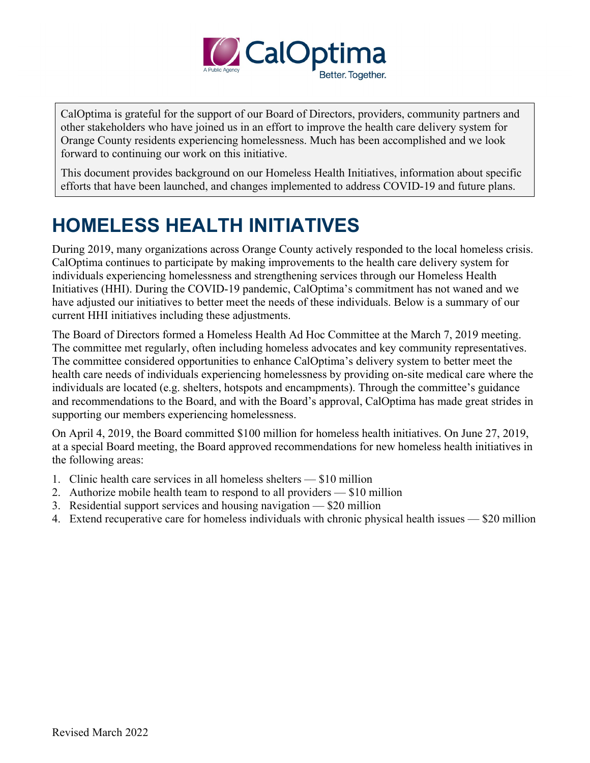CalOptima is grateful for the support of our Board of Directors, providers, community partners and other stakeholders who have joined us in an effort to improve the health care delivery system for Orange County residents experiencing homelessness. Much has been accomplished and we look forward to continuing our work on this initiative.

This document provides background on our Homeless Health Initiatives, information about specific efforts that have been launched, and changes implemented to address COVID-19 and future plans.

# HOMELESS HEALTH INITIATIVES

During 2019, many organizations across Orange County actively responded to the local homeless crisis. CalOptima continues to participate by making improvements to the health care delivery system for individuals experiencing homelessness and strengthening services through our Homeless Health Initiatives (HHI). During the COVID-19 pandemic, CalOptima's commitment has not waned and we have adjusted our initiatives to better meet the needs of these individuals. Below is a summary of our current HHI initiatives including these adjustments.

The Board of Directors formed a Homeless Health Ad Hoc Committee at the March 7, 2019 meeting. The committee met regularly, often including homeless advocates and key community representatives. The committee considered opportunities to enhance CalOptima's delivery system to better meet the health care needs of individuals experiencing homelessness by providing on-site medical care where the individuals are located (e.g. shelters, hotspots and encampments). Through the committee's guidance and recommendations to the Board, and with the Board's approval, CalOptima has made great strides in supporting our members experiencing homelessness.

On April 4, 2019, the Board committed $100 million for homeless health initiatives. On June 27, 2019, at a special Board meeting, the Board approved recommendations for new homeless health initiatives in the following areas:

1. Clinic health care services in all homeless shelters — $10 million
2. Authorize mobile health team to respond to all providers — $10 million
3. Residential support services and housing navigation — $20 million
4. Extend recuperative care for homeless individuals with chronic physical health issues — $20 million

Revised March 2022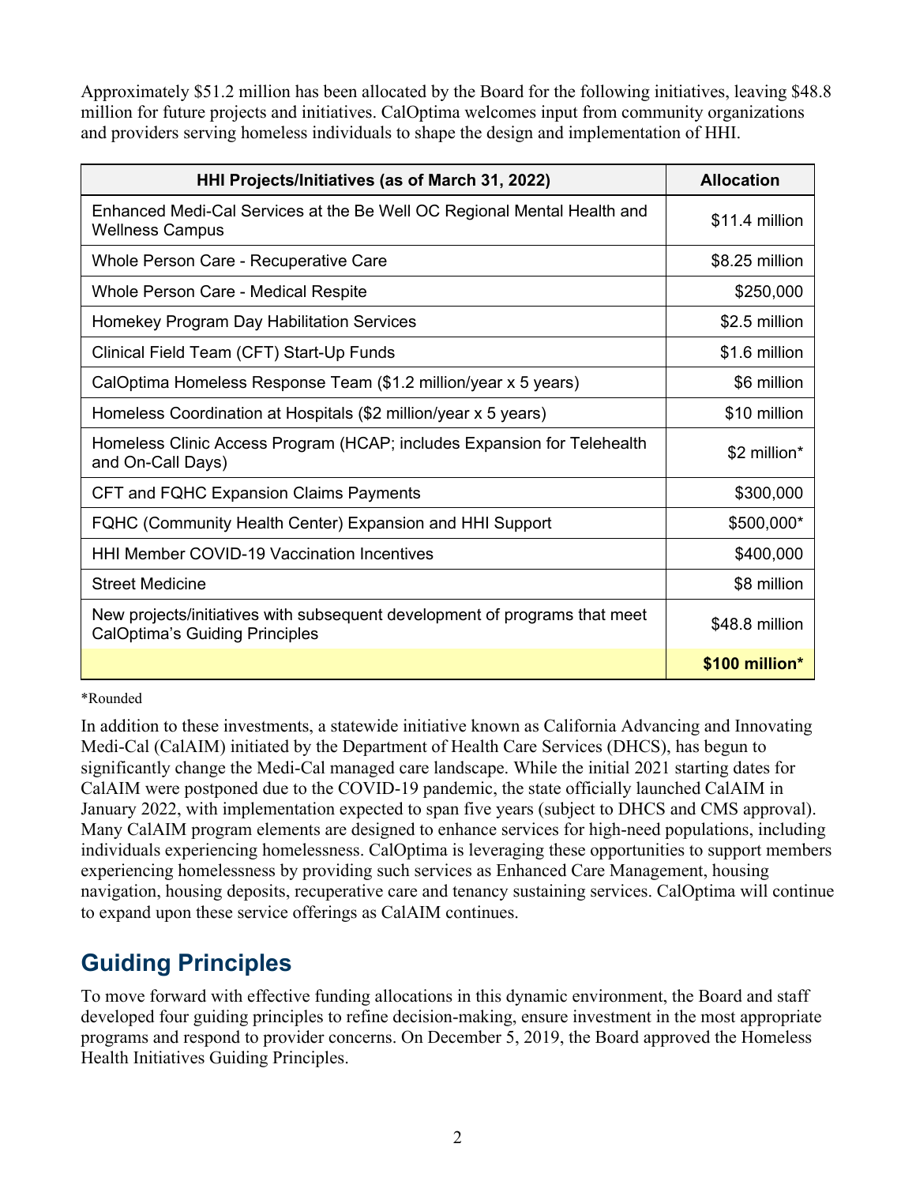Approximately $51.2 million has been allocated by the Board for the following initiatives, leaving $48.8 million for future projects and initiatives. CalOptima welcomes input from community organizations and providers serving homeless individuals to shape the design and implementation of HHI.

| HHI Projects/Initiatives (as of March 31, 2022) | Allocation |
|---|---|
| Enhanced Medi-Cal Services at the Be Well OC Regional Mental Health and Wellness Campus | $11.4 million |
| Whole Person Care - Recuperative Care | $8.25 million |
| Whole Person Care - Medical Respite | $250,000 |
| Homekey Program Day Habilitation Services | $2.5 million |
| Clinical Field Team (CFT) Start-Up Funds | $1.6 million |
| CalOptima Homeless Response Team ($1.2 million/year x 5 years) | $6 million |
| Homeless Coordination at Hospitals ($2 million/year x 5 years) | $10 million |
| Homeless Clinic Access Program (HCAP; includes Expansion for Telehealth and On-Call Days) | $2 million* |
| CFT and FQHC Expansion Claims Payments | $300,000 |
| FQHC (Community Health Center) Expansion and HHI Support | $500,000* |
| HHI Member COVID-19 Vaccination Incentives | $400,000 |
| Street Medicine | $8 million |
| New projects/initiatives with subsequent development of programs that meet CalOptima's Guiding Principles | $48.8 million |
| | **$100 million*** |

*Rounded

In addition to these investments, a statewide initiative known as California Advancing and Innovating Medi-Cal (CalAIM) initiated by the Department of Health Care Services (DHCS), has begun to significantly change the Medi-Cal managed care landscape. While the initial 2021 starting dates for CalAIM were postponed due to the COVID-19 pandemic, the state officially launched CalAIM in January 2022, with implementation expected to span five years (subject to DHCS and CMS approval). Many CalAIM program elements are designed to enhance services for high-need populations, including individuals experiencing homelessness. CalOptima is leveraging these opportunities to support members experiencing homelessness by providing such services as Enhanced Care Management, housing navigation, housing deposits, recuperative care and tenancy sustaining services. CalOptima will continue to expand upon these service offerings as CalAIM continues.

## Guiding Principles

To move forward with effective funding allocations in this dynamic environment, the Board and staff developed four guiding principles to refine decision-making, ensure investment in the most appropriate programs and respond to provider concerns. On December 5, 2019, the Board approved the Homeless Health Initiatives Guiding Principles.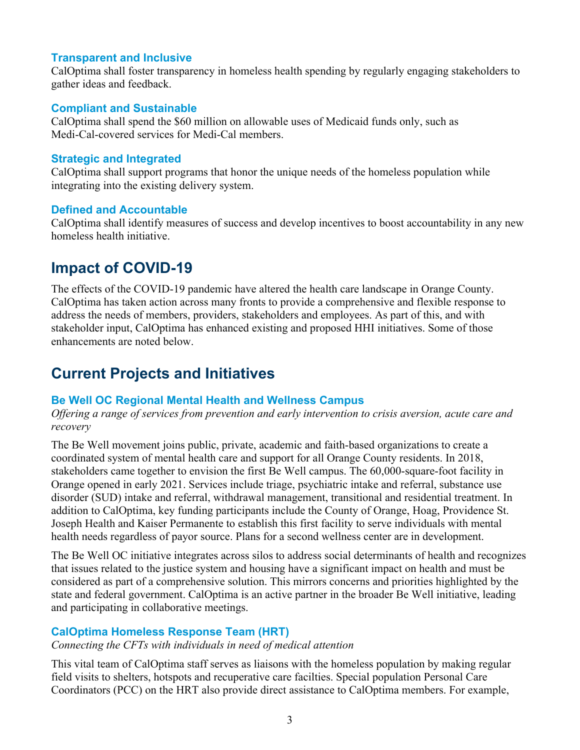### Transparent and Inclusive

CalOptima shall foster transparency in homeless health spending by regularly engaging stakeholders to gather ideas and feedback.

### Compliant and Sustainable

CalOptima shall spend the $60 million on allowable uses of Medicaid funds only, such as Medi-Cal-covered services for Medi-Cal members.

### Strategic and Integrated

CalOptima shall support programs that honor the unique needs of the homeless population while integrating into the existing delivery system.

### Defined and Accountable

CalOptima shall identify measures of success and develop incentives to boost accountability in any new homeless health initiative.

## Impact of COVID-19

The effects of the COVID-19 pandemic have altered the health care landscape in Orange County. CalOptima has taken action across many fronts to provide a comprehensive and flexible response to address the needs of members, providers, stakeholders and employees. As part of this, and with stakeholder input, CalOptima has enhanced existing and proposed HHI initiatives. Some of those enhancements are noted below.

## Current Projects and Initiatives

### Be Well OC Regional Mental Health and Wellness Campus

*Offering a range of services from prevention and early intervention to crisis aversion, acute care and recovery*

The Be Well movement joins public, private, academic and faith-based organizations to create a coordinated system of mental health care and support for all Orange County residents. In 2018, stakeholders came together to envision the first Be Well campus. The 60,000-square-foot facility in Orange opened in early 2021. Services include triage, psychiatric intake and referral, substance use disorder (SUD) intake and referral, withdrawal management, transitional and residential treatment. In addition to CalOptima, key funding participants include the County of Orange, Hoag, Providence St. Joseph Health and Kaiser Permanente to establish this first facility to serve individuals with mental health needs regardless of payor source. Plans for a second wellness center are in development.

The Be Well OC initiative integrates across silos to address social determinants of health and recognizes that issues related to the justice system and housing have a significant impact on health and must be considered as part of a comprehensive solution. This mirrors concerns and priorities highlighted by the state and federal government. CalOptima is an active partner in the broader Be Well initiative, leading and participating in collaborative meetings.

### CalOptima Homeless Response Team (HRT)

*Connecting the CFTs with individuals in need of medical attention*

This vital team of CalOptima staff serves as liaisons with the homeless population by making regular field visits to shelters, hotspots and recuperative care facilties. Special population Personal Care Coordinators (PCC) on the HRT also provide direct assistance to CalOptima members. For example,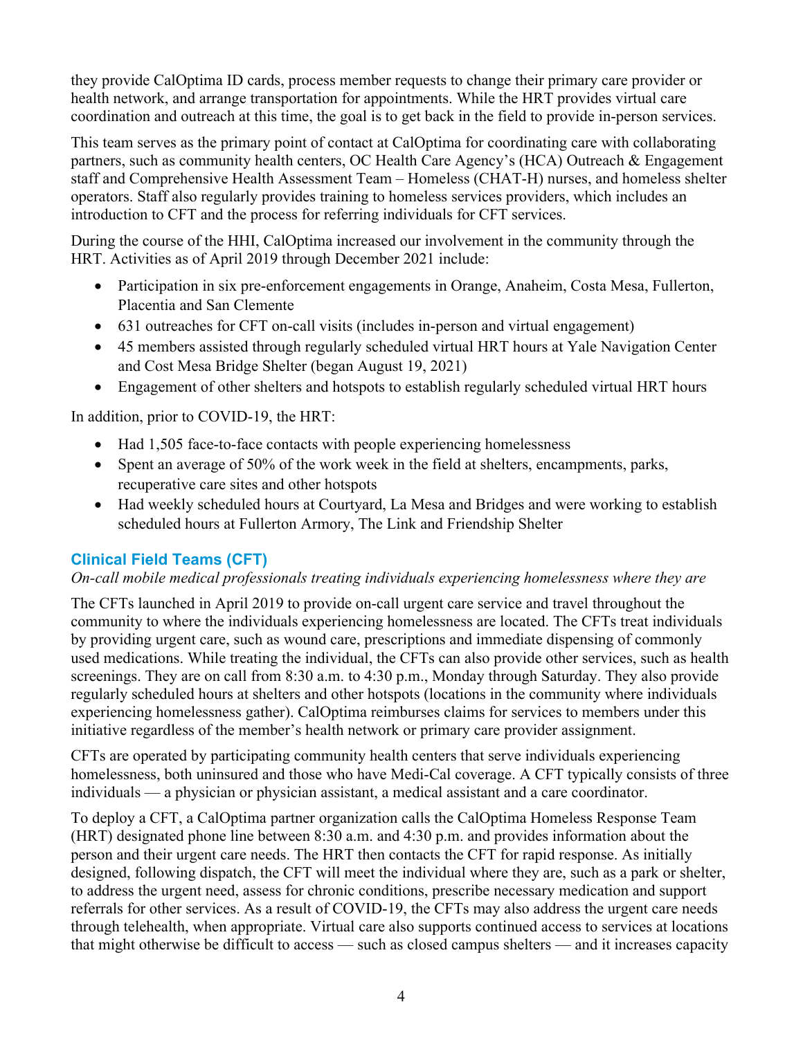they provide CalOptima ID cards, process member requests to change their primary care provider or health network, and arrange transportation for appointments. While the HRT provides virtual care coordination and outreach at this time, the goal is to get back in the field to provide in-person services.

This team serves as the primary point of contact at CalOptima for coordinating care with collaborating partners, such as community health centers, OC Health Care Agency's (HCA) Outreach & Engagement staff and Comprehensive Health Assessment Team – Homeless (CHAT-H) nurses, and homeless shelter operators. Staff also regularly provides training to homeless services providers, which includes an introduction to CFT and the process for referring individuals for CFT services.

During the course of the HHI, CalOptima increased our involvement in the community through the HRT. Activities as of April 2019 through December 2021 include:

- Participation in six pre-enforcement engagements in Orange, Anaheim, Costa Mesa, Fullerton, Placentia and San Clemente
- 631 outreaches for CFT on-call visits (includes in-person and virtual engagement)
- 45 members assisted through regularly scheduled virtual HRT hours at Yale Navigation Center and Cost Mesa Bridge Shelter (began August 19, 2021)
- Engagement of other shelters and hotspots to establish regularly scheduled virtual HRT hours

In addition, prior to COVID-19, the HRT:

- Had 1,505 face-to-face contacts with people experiencing homelessness
- Spent an average of 50% of the work week in the field at shelters, encampments, parks, recuperative care sites and other hotspots
- Had weekly scheduled hours at Courtyard, La Mesa and Bridges and were working to establish scheduled hours at Fullerton Armory, The Link and Friendship Shelter

## Clinical Field Teams (CFT)

*On-call mobile medical professionals treating individuals experiencing homelessness where they are*

The CFTs launched in April 2019 to provide on-call urgent care service and travel throughout the community to where the individuals experiencing homelessness are located. The CFTs treat individuals by providing urgent care, such as wound care, prescriptions and immediate dispensing of commonly used medications. While treating the individual, the CFTs can also provide other services, such as health screenings. They are on call from 8:30 a.m. to 4:30 p.m., Monday through Saturday. They also provide regularly scheduled hours at shelters and other hotspots (locations in the community where individuals experiencing homelessness gather). CalOptima reimburses claims for services to members under this initiative regardless of the member's health network or primary care provider assignment.

CFTs are operated by participating community health centers that serve individuals experiencing homelessness, both uninsured and those who have Medi-Cal coverage. A CFT typically consists of three individuals — a physician or physician assistant, a medical assistant and a care coordinator.

To deploy a CFT, a CalOptima partner organization calls the CalOptima Homeless Response Team (HRT) designated phone line between 8:30 a.m. and 4:30 p.m. and provides information about the person and their urgent care needs. The HRT then contacts the CFT for rapid response. As initially designed, following dispatch, the CFT will meet the individual where they are, such as a park or shelter, to address the urgent need, assess for chronic conditions, prescribe necessary medication and support referrals for other services. As a result of COVID-19, the CFTs may also address the urgent care needs through telehealth, when appropriate. Virtual care also supports continued access to services at locations that might otherwise be difficult to access — such as closed campus shelters — and it increases capacity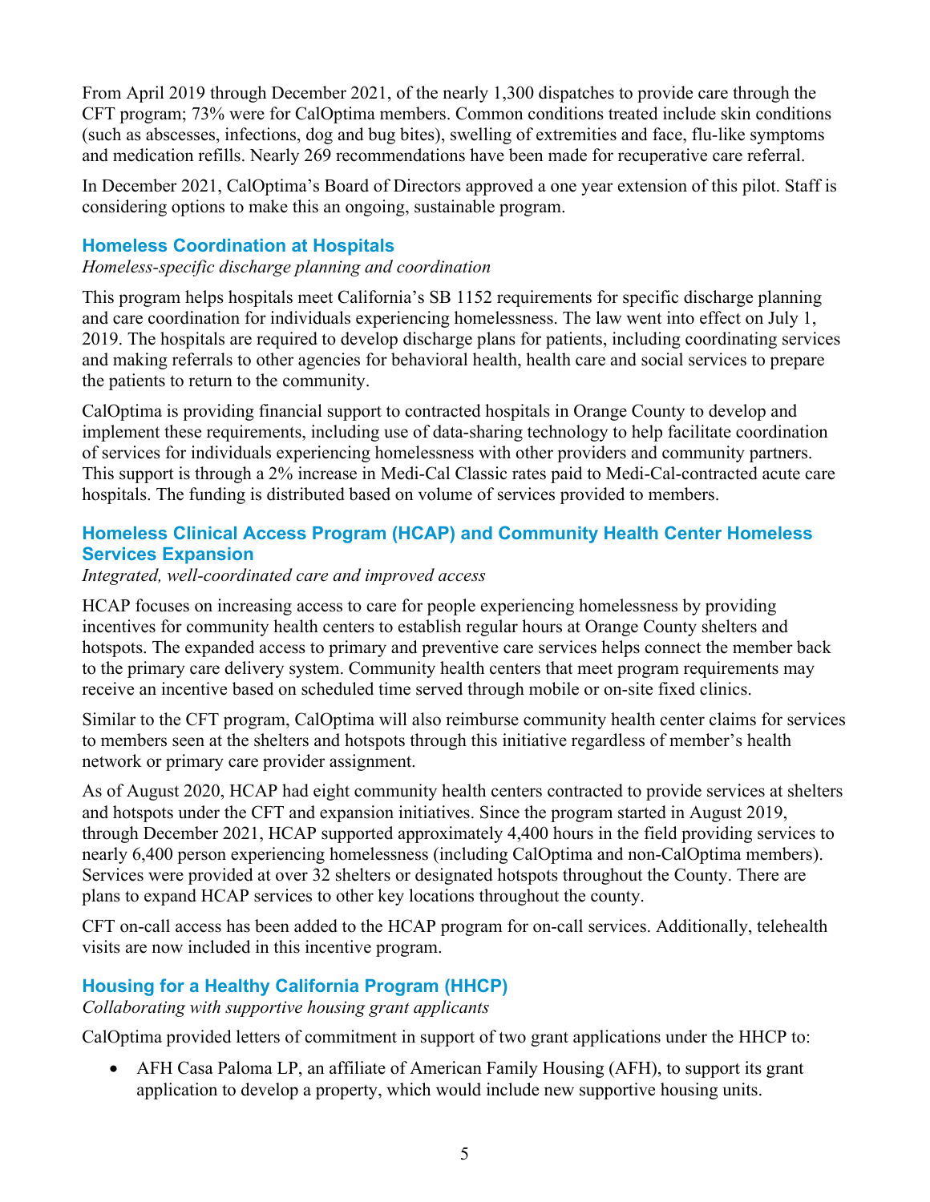From April 2019 through December 2021, of the nearly 1,300 dispatches to provide care through the CFT program; 73% were for CalOptima members. Common conditions treated include skin conditions (such as abscesses, infections, dog and bug bites), swelling of extremities and face, flu-like symptoms and medication refills. Nearly 269 recommendations have been made for recuperative care referral.

In December 2021, CalOptima's Board of Directors approved a one year extension of this pilot. Staff is considering options to make this an ongoing, sustainable program.

### Homeless Coordination at Hospitals

*Homeless-specific discharge planning and coordination*

This program helps hospitals meet California's SB 1152 requirements for specific discharge planning and care coordination for individuals experiencing homelessness. The law went into effect on July 1, 2019. The hospitals are required to develop discharge plans for patients, including coordinating services and making referrals to other agencies for behavioral health, health care and social services to prepare the patients to return to the community.

CalOptima is providing financial support to contracted hospitals in Orange County to develop and implement these requirements, including use of data-sharing technology to help facilitate coordination of services for individuals experiencing homelessness with other providers and community partners. This support is through a 2% increase in Medi-Cal Classic rates paid to Medi-Cal-contracted acute care hospitals. The funding is distributed based on volume of services provided to members.

### Homeless Clinical Access Program (HCAP) and Community Health Center Homeless Services Expansion

*Integrated, well-coordinated care and improved access*

HCAP focuses on increasing access to care for people experiencing homelessness by providing incentives for community health centers to establish regular hours at Orange County shelters and hotspots. The expanded access to primary and preventive care services helps connect the member back to the primary care delivery system. Community health centers that meet program requirements may receive an incentive based on scheduled time served through mobile or on-site fixed clinics.

Similar to the CFT program, CalOptima will also reimburse community health center claims for services to members seen at the shelters and hotspots through this initiative regardless of member's health network or primary care provider assignment.

As of August 2020, HCAP had eight community health centers contracted to provide services at shelters and hotspots under the CFT and expansion initiatives. Since the program started in August 2019, through December 2021, HCAP supported approximately 4,400 hours in the field providing services to nearly 6,400 person experiencing homelessness (including CalOptima and non-CalOptima members). Services were provided at over 32 shelters or designated hotspots throughout the County. There are plans to expand HCAP services to other key locations throughout the county.

CFT on-call access has been added to the HCAP program for on-call services. Additionally, telehealth visits are now included in this incentive program.

### Housing for a Healthy California Program (HHCP)

*Collaborating with supportive housing grant applicants*

CalOptima provided letters of commitment in support of two grant applications under the HHCP to:

- AFH Casa Paloma LP, an affiliate of American Family Housing (AFH), to support its grant application to develop a property, which would include new supportive housing units.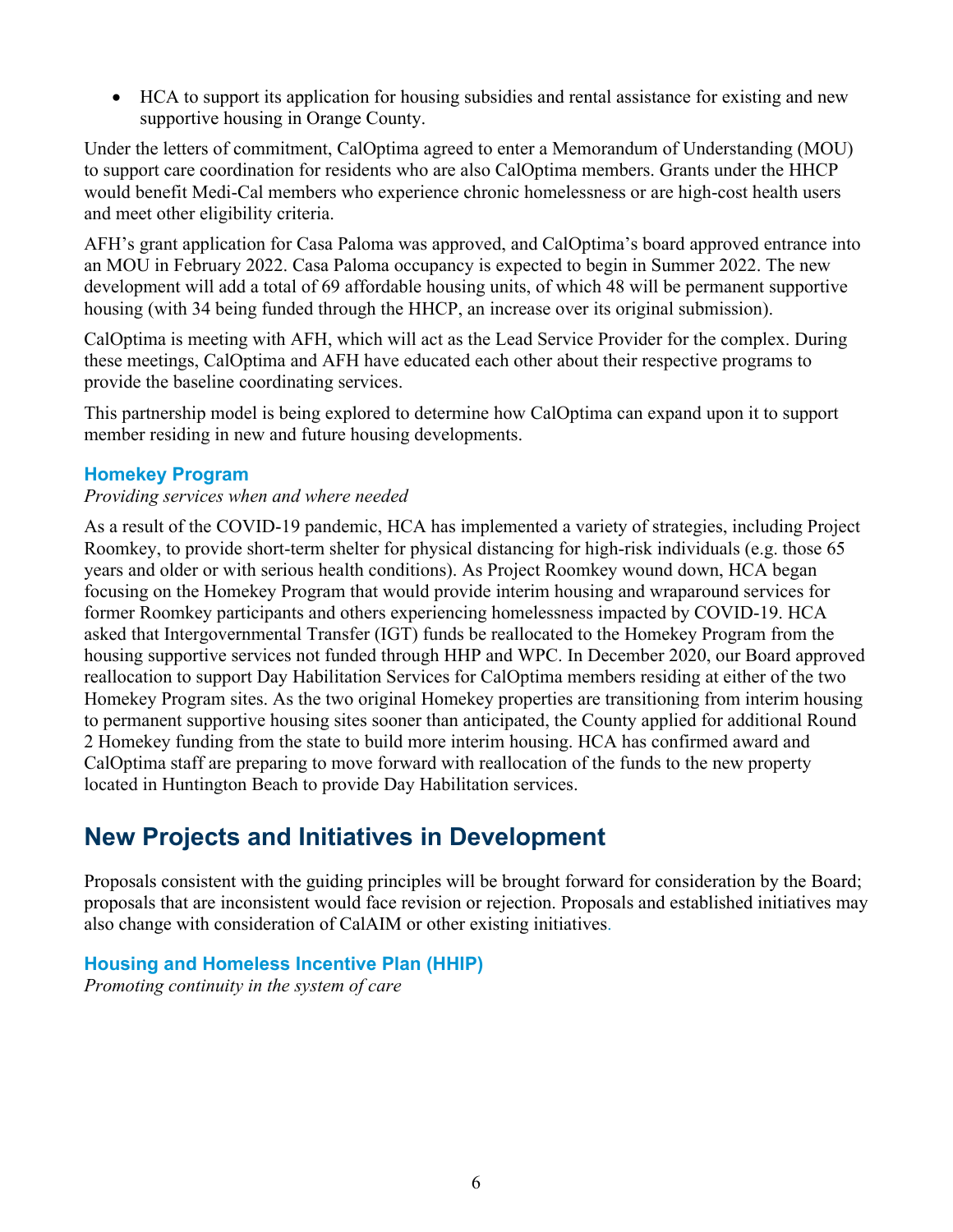- HCA to support its application for housing subsidies and rental assistance for existing and new supportive housing in Orange County.

Under the letters of commitment, CalOptima agreed to enter a Memorandum of Understanding (MOU) to support care coordination for residents who are also CalOptima members. Grants under the HHCP would benefit Medi-Cal members who experience chronic homelessness or are high-cost health users and meet other eligibility criteria.

AFH's grant application for Casa Paloma was approved, and CalOptima's board approved entrance into an MOU in February 2022. Casa Paloma occupancy is expected to begin in Summer 2022. The new development will add a total of 69 affordable housing units, of which 48 will be permanent supportive housing (with 34 being funded through the HHCP, an increase over its original submission).

CalOptima is meeting with AFH, which will act as the Lead Service Provider for the complex. During these meetings, CalOptima and AFH have educated each other about their respective programs to provide the baseline coordinating services.

This partnership model is being explored to determine how CalOptima can expand upon it to support member residing in new and future housing developments.

### Homekey Program

*Providing services when and where needed*

As a result of the COVID-19 pandemic, HCA has implemented a variety of strategies, including Project Roomkey, to provide short-term shelter for physical distancing for high-risk individuals (e.g. those 65 years and older or with serious health conditions). As Project Roomkey wound down, HCA began focusing on the Homekey Program that would provide interim housing and wraparound services for former Roomkey participants and others experiencing homelessness impacted by COVID-19. HCA asked that Intergovernmental Transfer (IGT) funds be reallocated to the Homekey Program from the housing supportive services not funded through HHP and WPC. In December 2020, our Board approved reallocation to support Day Habilitation Services for CalOptima members residing at either of the two Homekey Program sites. As the two original Homekey properties are transitioning from interim housing to permanent supportive housing sites sooner than anticipated, the County applied for additional Round 2 Homekey funding from the state to build more interim housing. HCA has confirmed award and CalOptima staff are preparing to move forward with reallocation of the funds to the new property located in Huntington Beach to provide Day Habilitation services.

## New Projects and Initiatives in Development

Proposals consistent with the guiding principles will be brought forward for consideration by the Board; proposals that are inconsistent would face revision or rejection. Proposals and established initiatives may also change with consideration of CalAIM or other existing initiatives.

### Housing and Homeless Incentive Plan (HHIP)

*Promoting continuity in the system of care*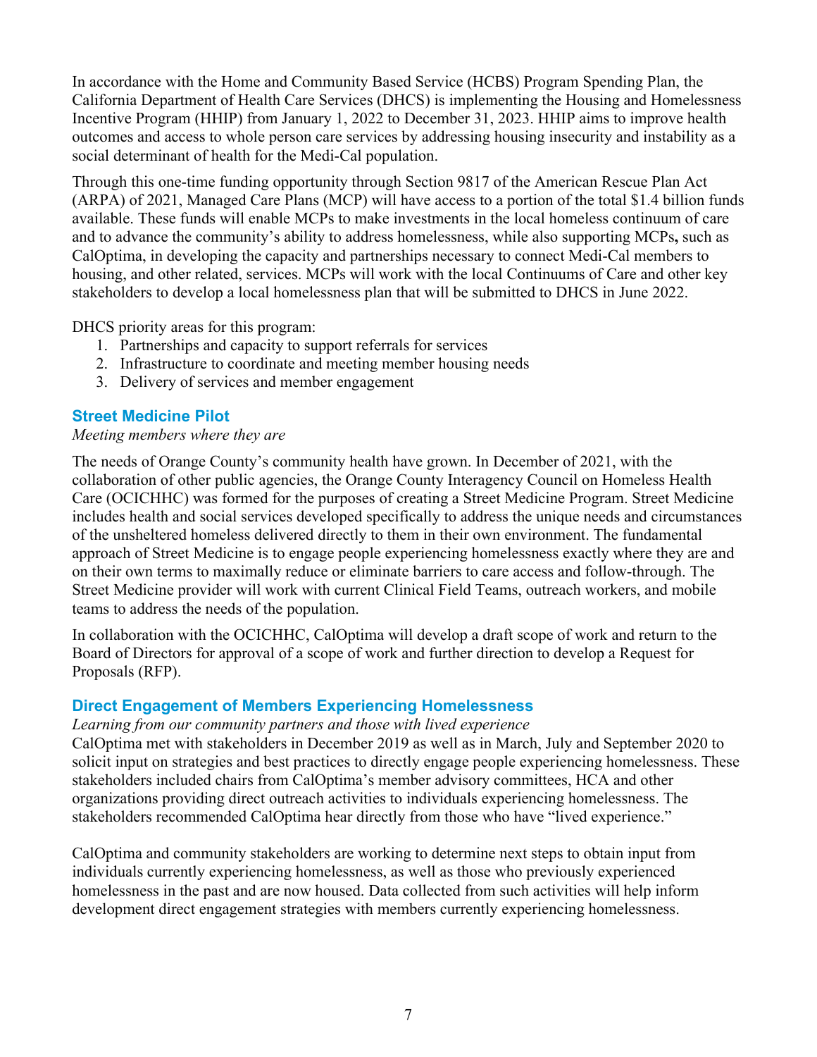In accordance with the Home and Community Based Service (HCBS) Program Spending Plan, the California Department of Health Care Services (DHCS) is implementing the Housing and Homelessness Incentive Program (HHIP) from January 1, 2022 to December 31, 2023. HHIP aims to improve health outcomes and access to whole person care services by addressing housing insecurity and instability as a social determinant of health for the Medi-Cal population.

Through this one-time funding opportunity through Section 9817 of the American Rescue Plan Act (ARPA) of 2021, Managed Care Plans (MCP) will have access to a portion of the total $1.4 billion funds available. These funds will enable MCPs to make investments in the local homeless continuum of care and to advance the community's ability to address homelessness, while also supporting MCPs**,** such as CalOptima, in developing the capacity and partnerships necessary to connect Medi-Cal members to housing, and other related, services. MCPs will work with the local Continuums of Care and other key stakeholders to develop a local homelessness plan that will be submitted to DHCS in June 2022.

DHCS priority areas for this program:

1. Partnerships and capacity to support referrals for services
2. Infrastructure to coordinate and meeting member housing needs
3. Delivery of services and member engagement

### Street Medicine Pilot

*Meeting members where they are*

The needs of Orange County's community health have grown. In December of 2021, with the collaboration of other public agencies, the Orange County Interagency Council on Homeless Health Care (OCICHHC) was formed for the purposes of creating a Street Medicine Program. Street Medicine includes health and social services developed specifically to address the unique needs and circumstances of the unsheltered homeless delivered directly to them in their own environment. The fundamental approach of Street Medicine is to engage people experiencing homelessness exactly where they are and on their own terms to maximally reduce or eliminate barriers to care access and follow-through. The Street Medicine provider will work with current Clinical Field Teams, outreach workers, and mobile teams to address the needs of the population.

In collaboration with the OCICHHC, CalOptima will develop a draft scope of work and return to the Board of Directors for approval of a scope of work and further direction to develop a Request for Proposals (RFP).

### Direct Engagement of Members Experiencing Homelessness

*Learning from our community partners and those with lived experience*

CalOptima met with stakeholders in December 2019 as well as in March, July and September 2020 to solicit input on strategies and best practices to directly engage people experiencing homelessness. These stakeholders included chairs from CalOptima's member advisory committees, HCA and other organizations providing direct outreach activities to individuals experiencing homelessness. The stakeholders recommended CalOptima hear directly from those who have "lived experience."

CalOptima and community stakeholders are working to determine next steps to obtain input from individuals currently experiencing homelessness, as well as those who previously experienced homelessness in the past and are now housed. Data collected from such activities will help inform development direct engagement strategies with members currently experiencing homelessness.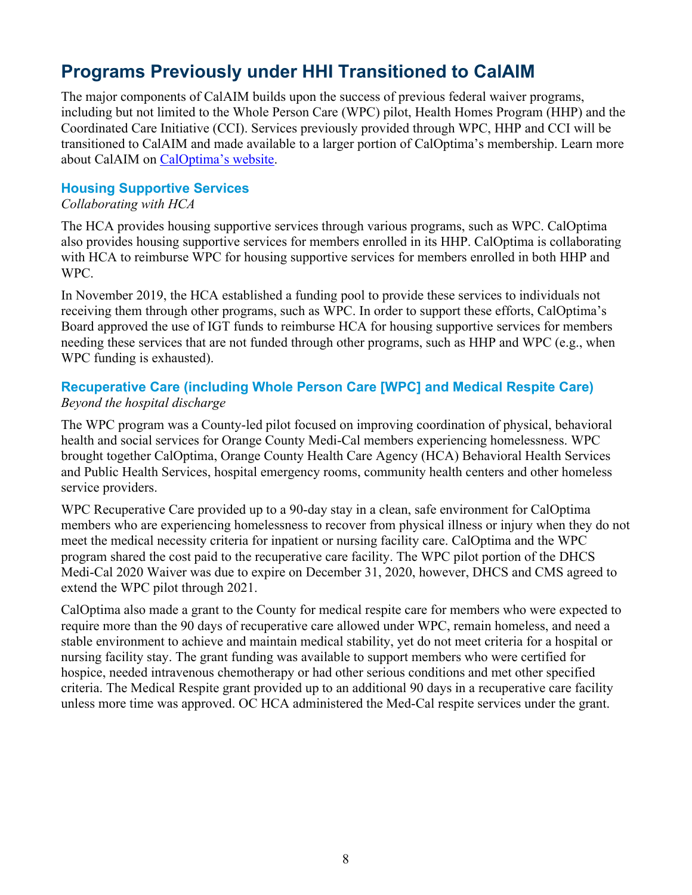## Programs Previously under HHI Transitioned to CalAIM

The major components of CalAIM builds upon the success of previous federal waiver programs, including but not limited to the Whole Person Care (WPC) pilot, Health Homes Program (HHP) and the Coordinated Care Initiative (CCI). Services previously provided through WPC, HHP and CCI will be transitioned to CalAIM and made available to a larger portion of CalOptima's membership. Learn more about CalAIM on [CalOptima's website](CalOptima's website).

### Housing Supportive Services

*Collaborating with HCA*

The HCA provides housing supportive services through various programs, such as WPC. CalOptima also provides housing supportive services for members enrolled in its HHP. CalOptima is collaborating with HCA to reimburse WPC for housing supportive services for members enrolled in both HHP and WPC.

In November 2019, the HCA established a funding pool to provide these services to individuals not receiving them through other programs, such as WPC. In order to support these efforts, CalOptima's Board approved the use of IGT funds to reimburse HCA for housing supportive services for members needing these services that are not funded through other programs, such as HHP and WPC (e.g., when WPC funding is exhausted).

### Recuperative Care (including Whole Person Care [WPC] and Medical Respite Care)

*Beyond the hospital discharge*

The WPC program was a County-led pilot focused on improving coordination of physical, behavioral health and social services for Orange County Medi-Cal members experiencing homelessness. WPC brought together CalOptima, Orange County Health Care Agency (HCA) Behavioral Health Services and Public Health Services, hospital emergency rooms, community health centers and other homeless service providers.

WPC Recuperative Care provided up to a 90-day stay in a clean, safe environment for CalOptima members who are experiencing homelessness to recover from physical illness or injury when they do not meet the medical necessity criteria for inpatient or nursing facility care. CalOptima and the WPC program shared the cost paid to the recuperative care facility. The WPC pilot portion of the DHCS Medi-Cal 2020 Waiver was due to expire on December 31, 2020, however, DHCS and CMS agreed to extend the WPC pilot through 2021.

CalOptima also made a grant to the County for medical respite care for members who were expected to require more than the 90 days of recuperative care allowed under WPC, remain homeless, and need a stable environment to achieve and maintain medical stability, yet do not meet criteria for a hospital or nursing facility stay. The grant funding was available to support members who were certified for hospice, needed intravenous chemotherapy or had other serious conditions and met other specified criteria. The Medical Respite grant provided up to an additional 90 days in a recuperative care facility unless more time was approved. OC HCA administered the Med-Cal respite services under the grant.